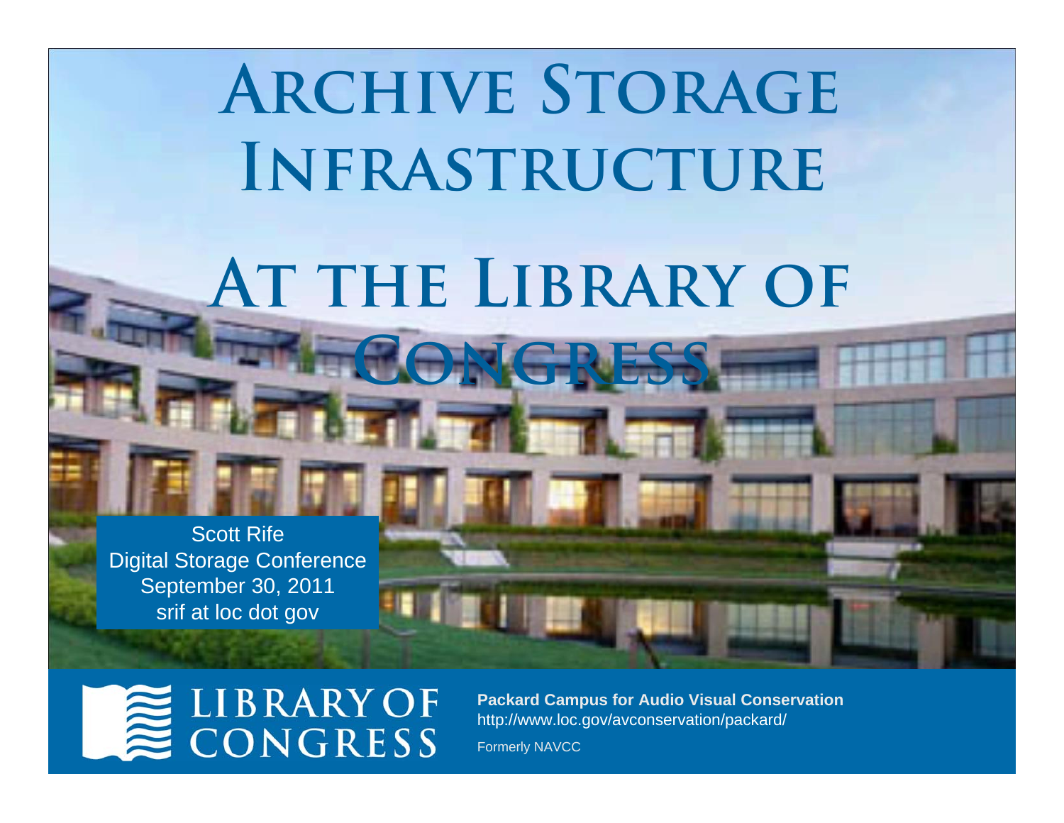# Archive Storage Infrastructure

# At the Library of Congress

Scott Rife
Digital Storage Conference
September 30, 2011
srif at loc dot gov

LIBRARY OF CONGRESS

**Packard Campus for Audio Visual Conservation**
http://www.loc.gov/avconservation/packard/

Formerly NAVCC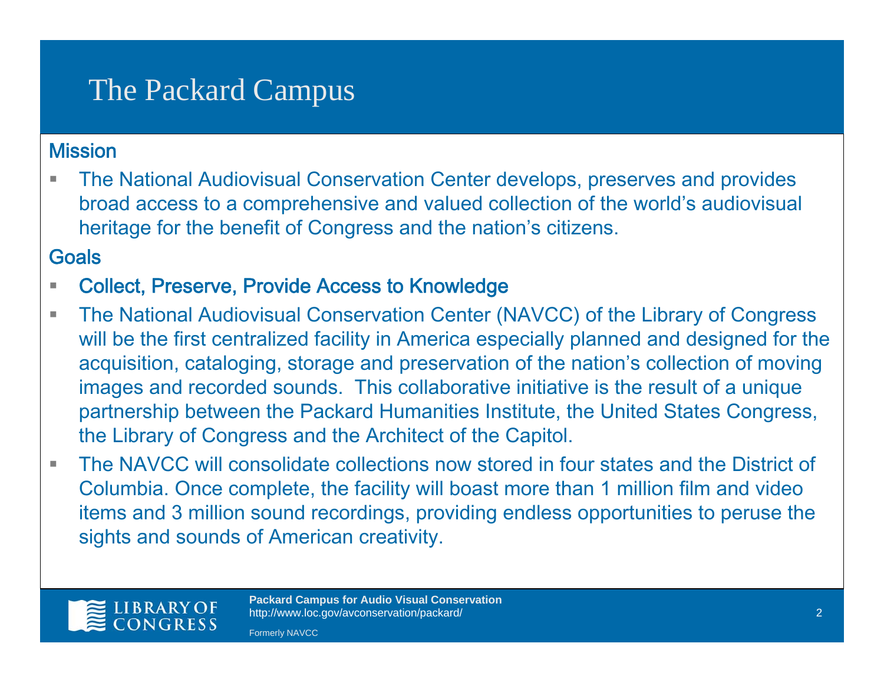# The Packard Campus

## Mission

- The National Audiovisual Conservation Center develops, preserves and provides broad access to a comprehensive and valued collection of the world's audiovisual heritage for the benefit of Congress and the nation's citizens.

## Goals

- Collect, Preserve, Provide Access to Knowledge
- The National Audiovisual Conservation Center (NAVCC) of the Library of Congress will be the first centralized facility in America especially planned and designed for the acquisition, cataloging, storage and preservation of the nation's collection of moving images and recorded sounds. This collaborative initiative is the result of a unique partnership between the Packard Humanities Institute, the United States Congress, the Library of Congress and the Architect of the Capitol.
- The NAVCC will consolidate collections now stored in four states and the District of Columbia. Once complete, the facility will boast more than 1 million film and video items and 3 million sound recordings, providing endless opportunities to peruse the sights and sounds of American creativity.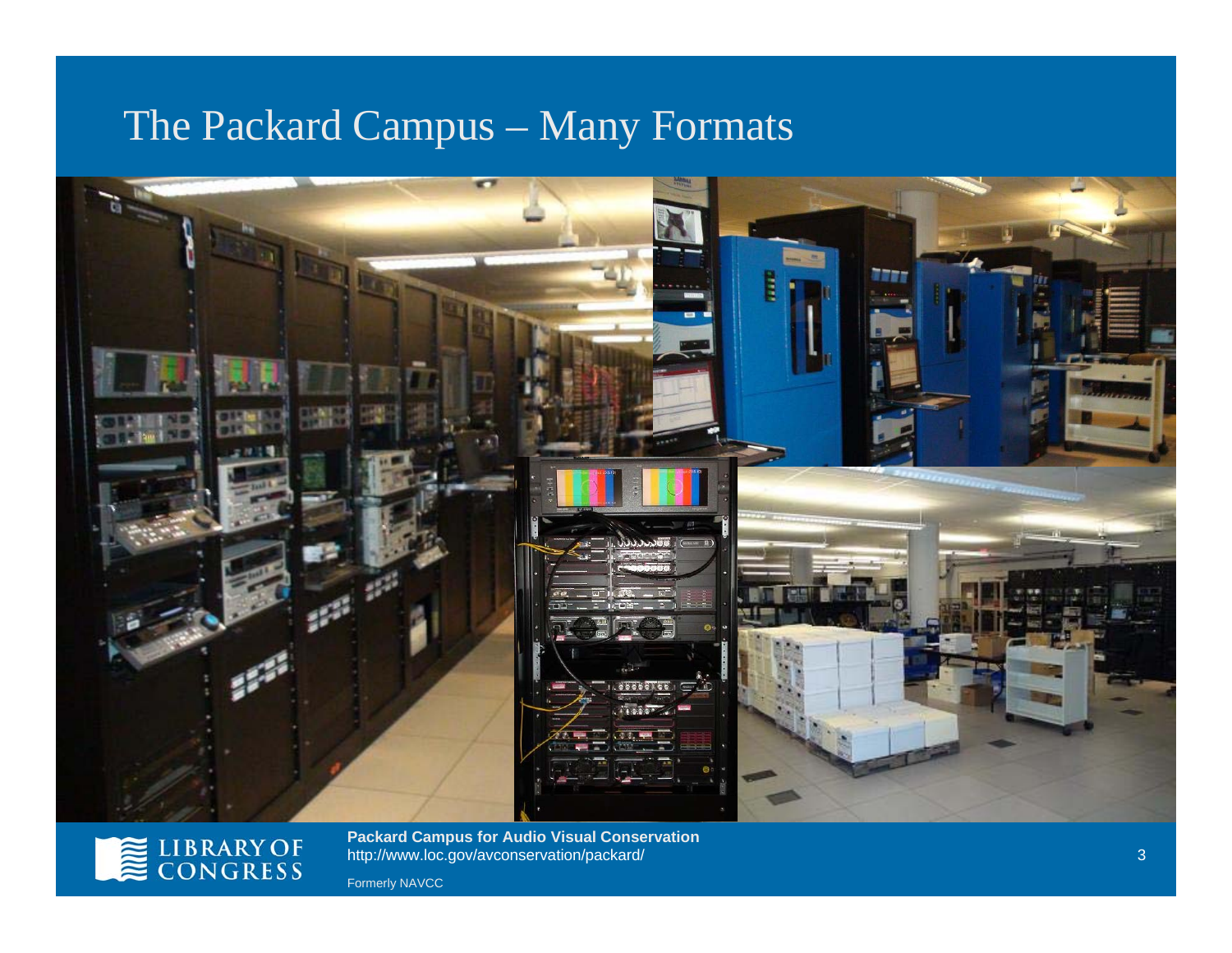# The Packard Campus – Many Formats

**Packard Campus for Audio Visual Conservation**
http://www.loc.gov/avconservation/packard/

Formerly NAVCC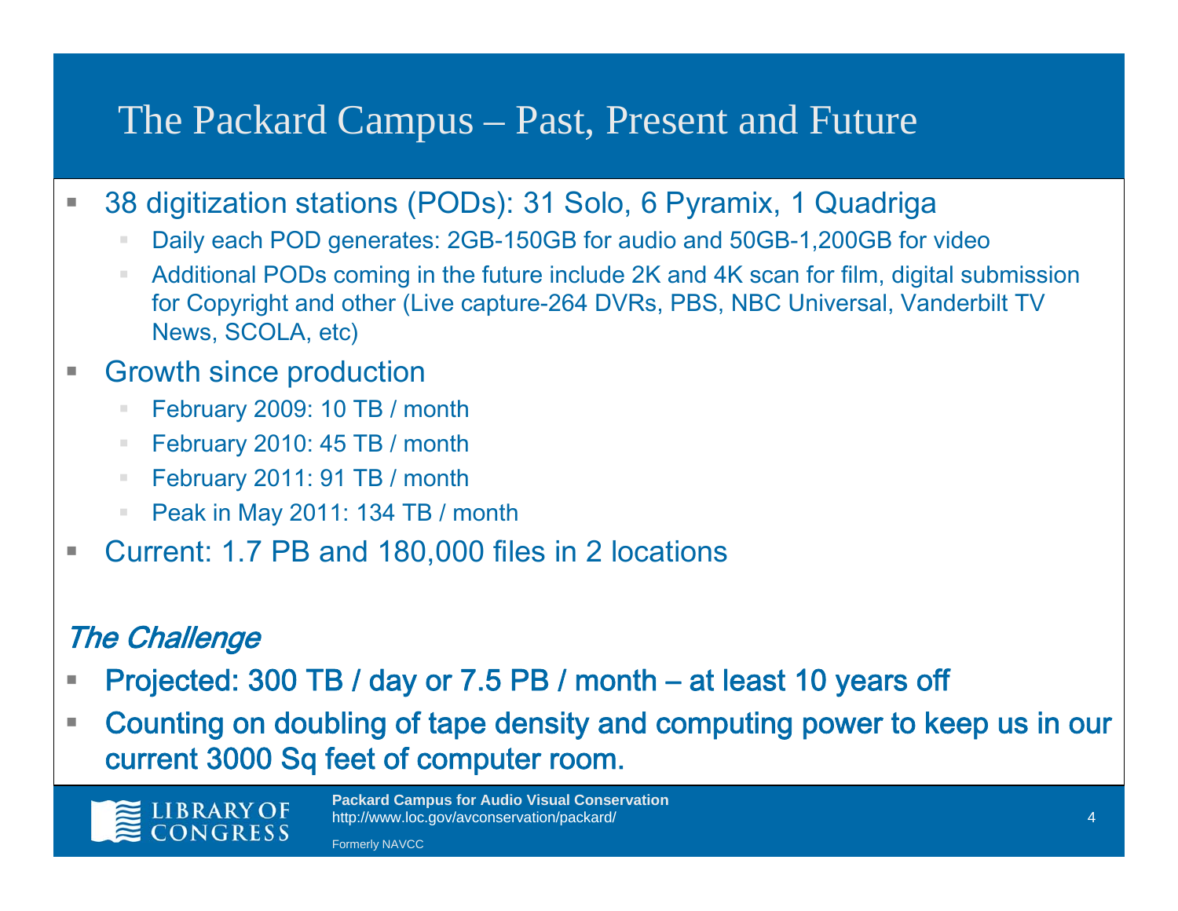# The Packard Campus – Past, Present and Future

- 38 digitization stations (PODs): 31 Solo, 6 Pyramix, 1 Quadriga
  - Daily each POD generates: 2GB-150GB for audio and 50GB-1,200GB for video
  - Additional PODs coming in the future include 2K and 4K scan for film, digital submission for Copyright and other (Live capture-264 DVRs, PBS, NBC Universal, Vanderbilt TV News, SCOLA, etc)
- Growth since production
  - February 2009: 10 TB / month
  - February 2010: 45 TB / month
  - February 2011: 91 TB / month
  - Peak in May 2011: 134 TB / month
- Current: 1.7 PB and 180,000 files in 2 locations

## *The Challenge*

- **Projected: 300 TB / day or 7.5 PB / month – at least 10 years off**
- **Counting on doubling of tape density and computing power to keep us in our current 3000 Sq feet of computer room.**

**Packard Campus for Audio Visual Conservation**
http://www.loc.gov/avconservation/packard/
Formerly NAVCC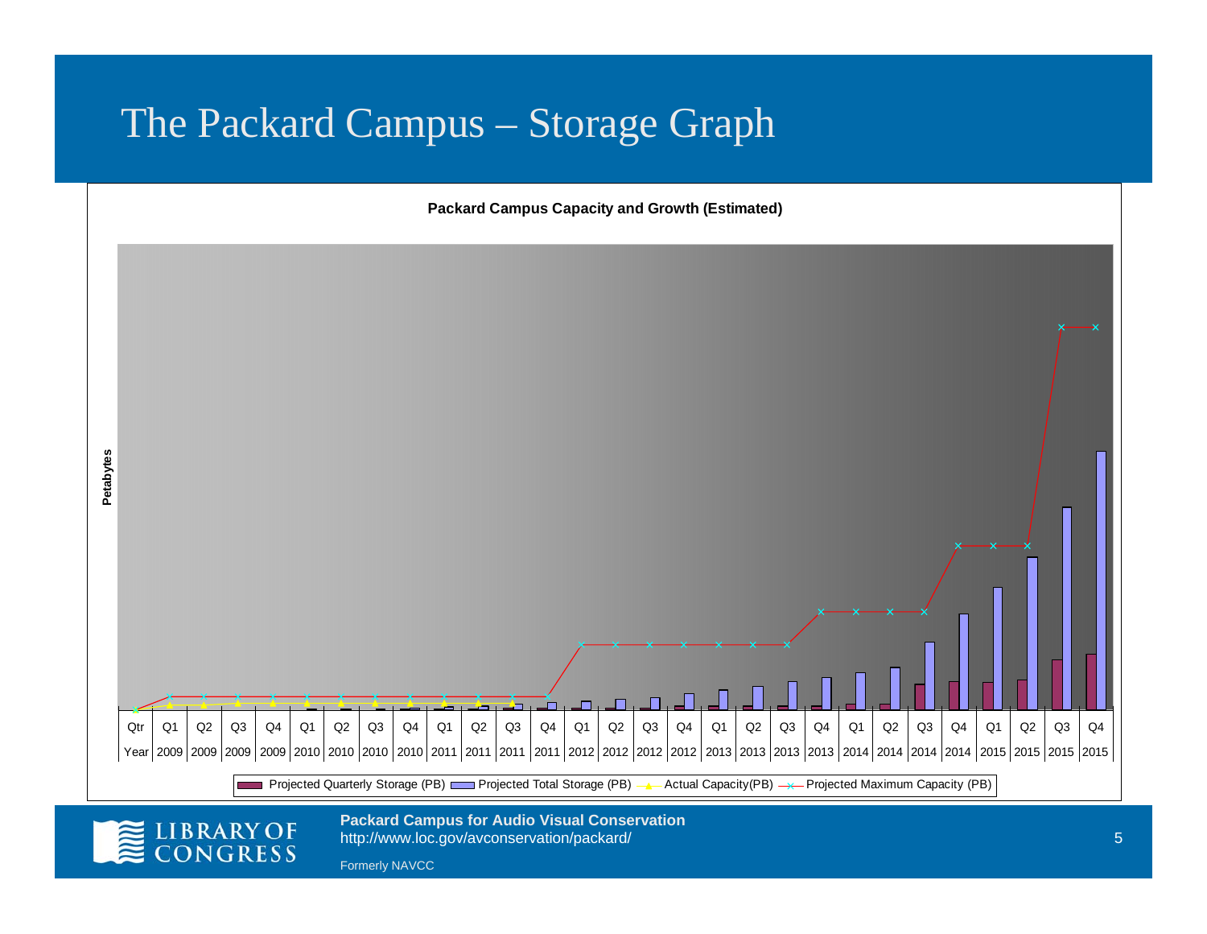# The Packard Campus – Storage Graph

**Packard Campus Capacity and Growth (Estimated)**

Petabytes

| Qtr | Q1 | Q2 | Q3 | Q4 | Q1 | Q2 | Q3 | Q4 | Q1 | Q2 | Q3 | Q4 | Q1 | Q2 | Q3 | Q4 | Q1 | Q2 | Q3 | Q4 | Q1 | Q2 | Q3 | Q4 | Q1 | Q2 | Q3 | Q4 |
|---|---|---|---|---|---|---|---|---|---|---|---|---|---|---|---|---|---|---|---|---|---|---|---|---|---|---|---|---|
| Year | 2009 | 2009 | 2009 | 2009 | 2010 | 2010 | 2010 | 2010 | 2011 | 2011 | 2011 | 2011 | 2012 | 2012 | 2012 | 2012 | 2013 | 2013 | 2013 | 2013 | 2014 | 2014 | 2014 | 2014 | 2015 | 2015 | 2015 | 2015 |

Projected Quarterly Storage (PB) | Projected Total Storage (PB) | Actual Capacity(PB) | Projected Maximum Capacity (PB)

**Packard Campus for Audio Visual Conservation**
http://www.loc.gov/avconservation/packard/

Formerly NAVCC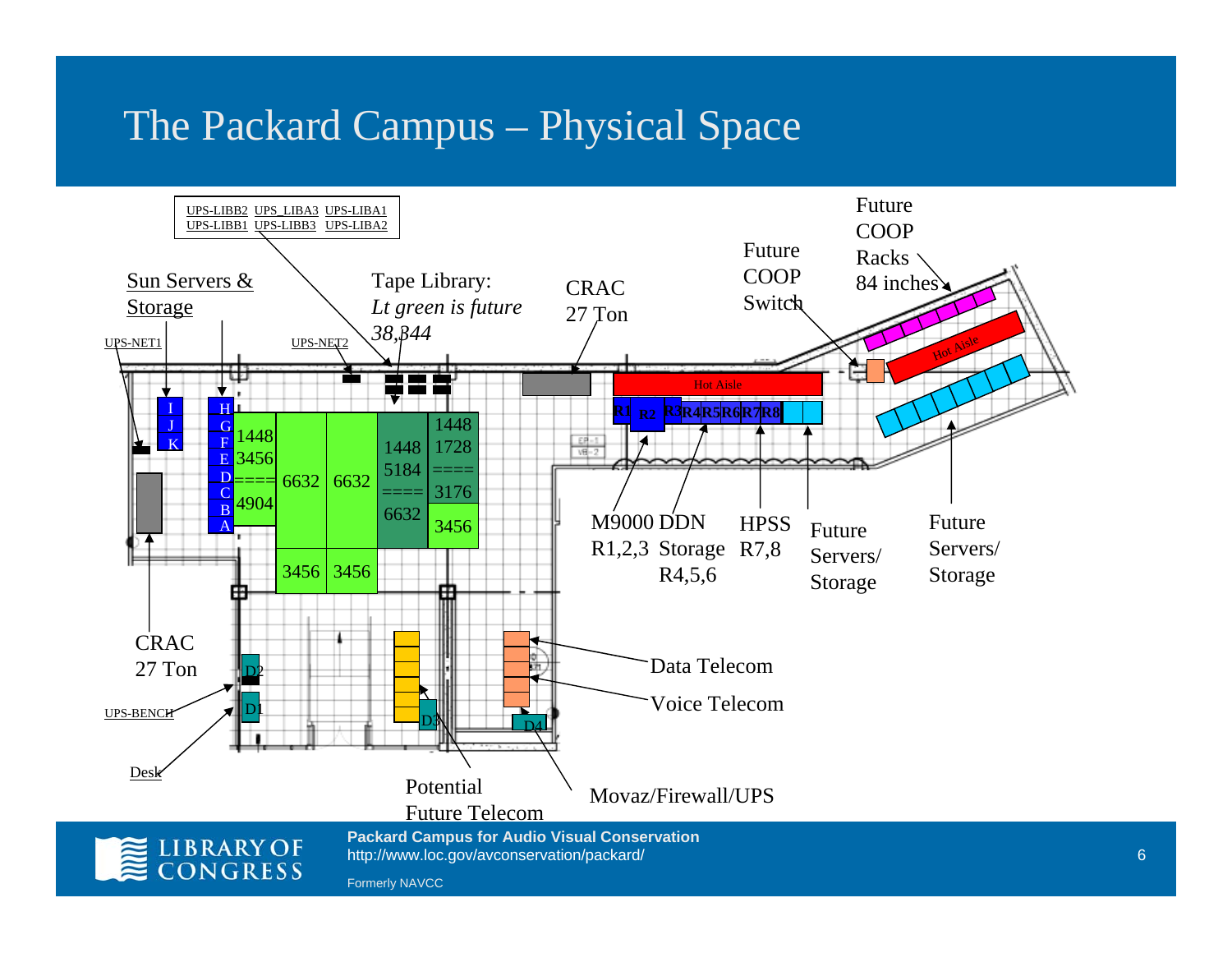# The Packard Campus – Physical Space

UPS-LIBB2 UPS_LIBA3 UPS-LIBA1
UPS-LIBB1 UPS-LIBB3 UPS-LIBA2

Sun Servers & Storage

UPS-NET1

UPS-NET2

Tape Library: *Lt green is future* 38,344

CRAC 27 Ton

Future COOP Switch

Future COOP Racks 84 inches

Hot Aisle

Hot Aisle

I J K

H G F E D C B A

1448 3456 ==== 4904

6632 6632

1448 5184 ==== 6632

1448 1728 ==== 3176

3456

3456 3456

R1 R2 R3 R4 R5 R6 R7 R8

M9000 R1,2,3

DDN Storage R4,5,6

HPSS R7,8

Future Servers/ Storage

Future Servers/ Storage

CRAC 27 Ton

UPS-BENCH

Desk

D2 D1 D3 D4

Data Telecom

Voice Telecom

Potential Future Telecom

Movaz/Firewall/UPS

**Packard Campus for Audio Visual Conservation**
http://www.loc.gov/avconservation/packard/

Formerly NAVCC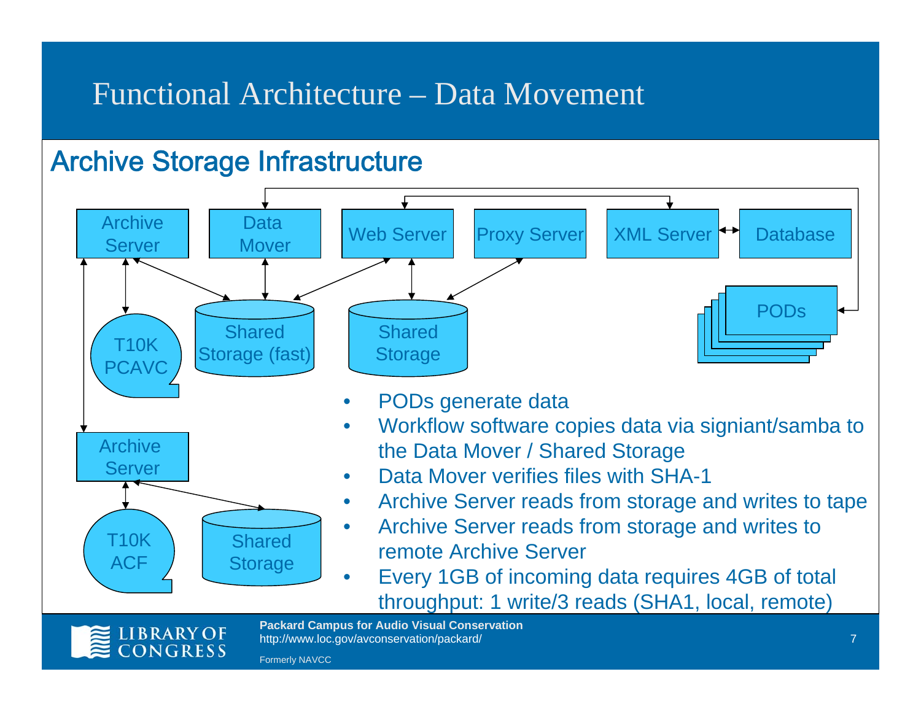# Functional Architecture – Data Movement

## Archive Storage Infrastructure

Archive Server | Data Mover | Web Server | Proxy Server | XML Server | Database

T10K PCAVC | Shared Storage (fast) | Shared Storage | PODs

Archive Server | T10K ACF | Shared Storage

- PODs generate data
- Workflow software copies data via signiant/samba to the Data Mover / Shared Storage
- Data Mover verifies files with SHA-1
- Archive Server reads from storage and writes to tape
- Archive Server reads from storage and writes to remote Archive Server
- Every 1GB of incoming data requires 4GB of total throughput: 1 write/3 reads (SHA1, local, remote)

**Packard Campus for Audio Visual Conservation**
http://www.loc.gov/avconservation/packard/

Formerly NAVCC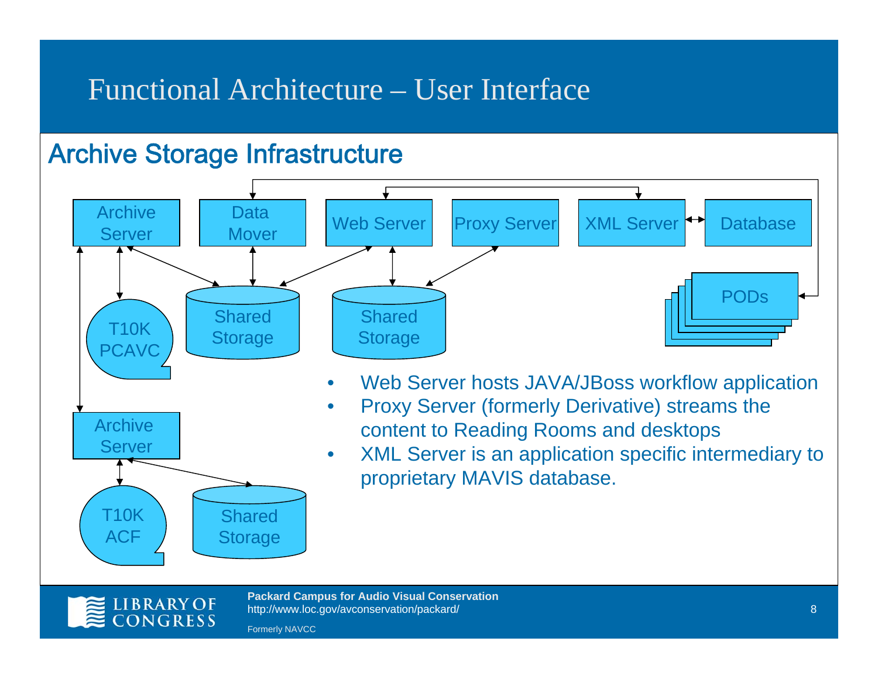# Functional Architecture – User Interface

## Archive Storage Infrastructure

Archive Server | Data Mover | Web Server | Proxy Server | XML Server | Database

Shared Storage | Shared Storage | PODs

T10K PCAVC

Archive Server

T10K ACF | Shared Storage

- Web Server hosts JAVA/JBoss workflow application
- Proxy Server (formerly Derivative) streams the content to Reading Rooms and desktops
- XML Server is an application specific intermediary to proprietary MAVIS database.

**Packard Campus for Audio Visual Conservation**
http://www.loc.gov/avconservation/packard/

Formerly NAVCC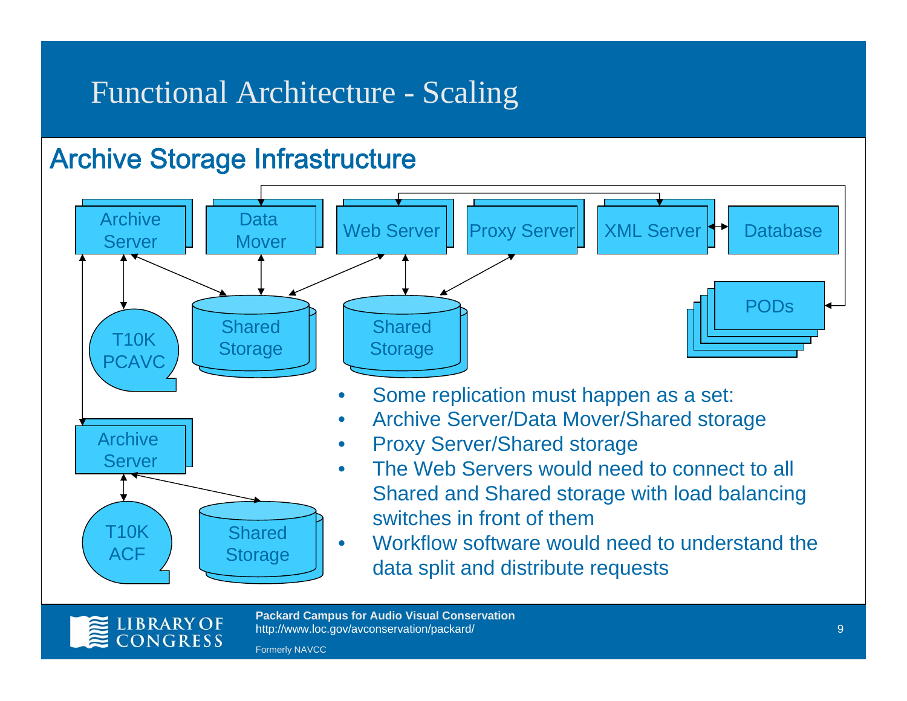# Functional Architecture - Scaling

## Archive Storage Infrastructure

Archive Server | Data Mover | Web Server | Proxy Server | XML Server | Database

T10K PCAVC | Shared Storage | Shared Storage | PODs

Archive Server

T10K ACF | Shared Storage

- Some replication must happen as a set:
- Archive Server/Data Mover/Shared storage
- Proxy Server/Shared storage
- The Web Servers would need to connect to all Shared and Shared storage with load balancing switches in front of them
- Workflow software would need to understand the data split and distribute requests

**Packard Campus for Audio Visual Conservation**
http://www.loc.gov/avconservation/packard/

Formerly NAVCC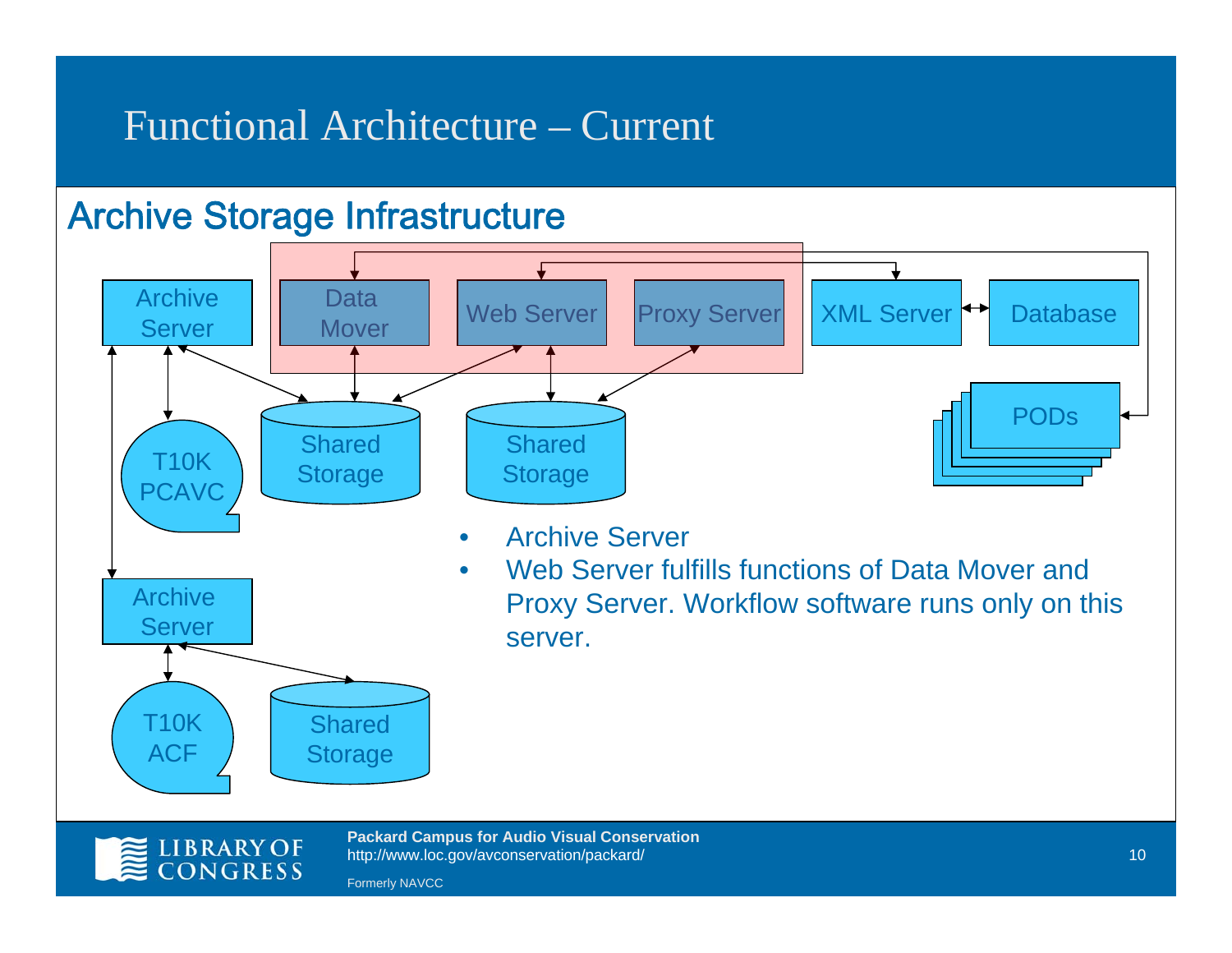# Functional Architecture – Current

## Archive Storage Infrastructure

Archive Server

Data Mover

Web Server

Proxy Server

XML Server

Database

T10K PCAVC

Shared Storage

Shared Storage

PODs

Archive Server

T10K ACF

Shared Storage

- Archive Server
- Web Server fulfills functions of Data Mover and Proxy Server. Workflow software runs only on this server.

**Packard Campus for Audio Visual Conservation**
http://www.loc.gov/avconservation/packard/

Formerly NAVCC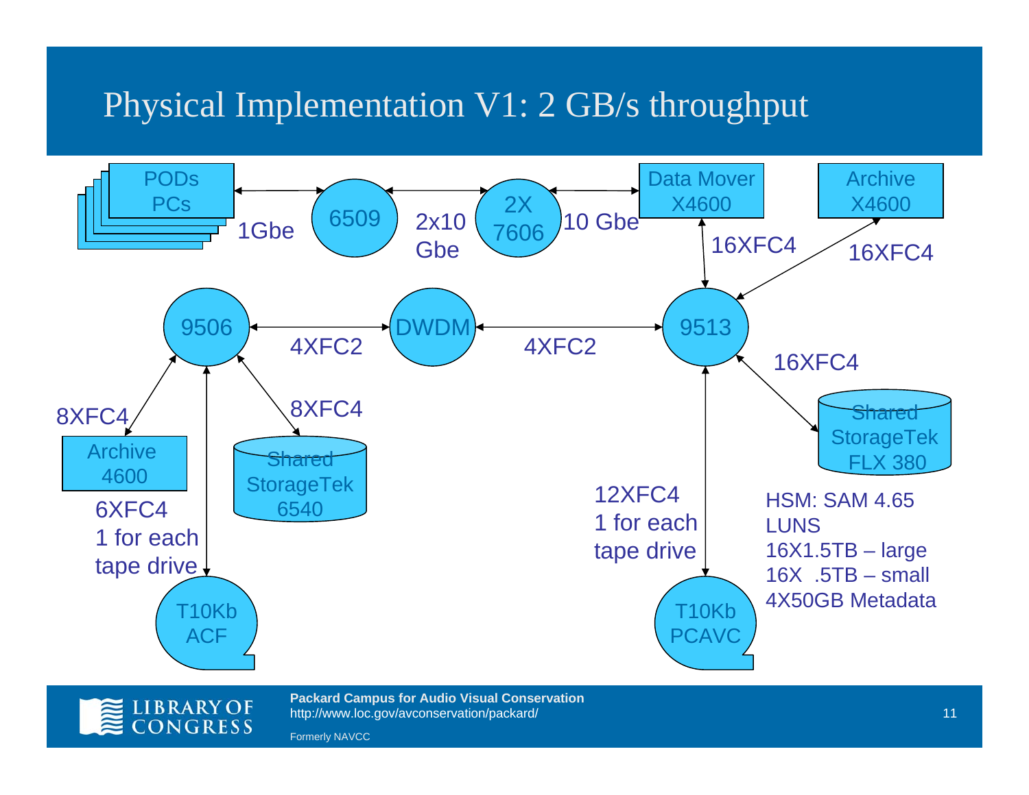# Physical Implementation V1: 2 GB/s throughput

PODs PCs

1Gbe

6509

2x10 Gbe

2X 7606

10 Gbe

Data Mover X4600

Archive X4600

16XFC4

16XFC4

9506

4XFC2

DWDM

4XFC2

9513

16XFC4

8XFC4

8XFC4

Archive 4600

Shared StorageTek 6540

Shared StorageTek FLX 380

6XFC4
1 for each tape drive

12XFC4
1 for each tape drive

HSM: SAM 4.65
LUNS
16X1.5TB – large
16X .5TB – small
4X50GB Metadata

T10Kb ACF

T10Kb PCAVC

**Packard Campus for Audio Visual Conservation**
http://www.loc.gov/avconservation/packard/

Formerly NAVCC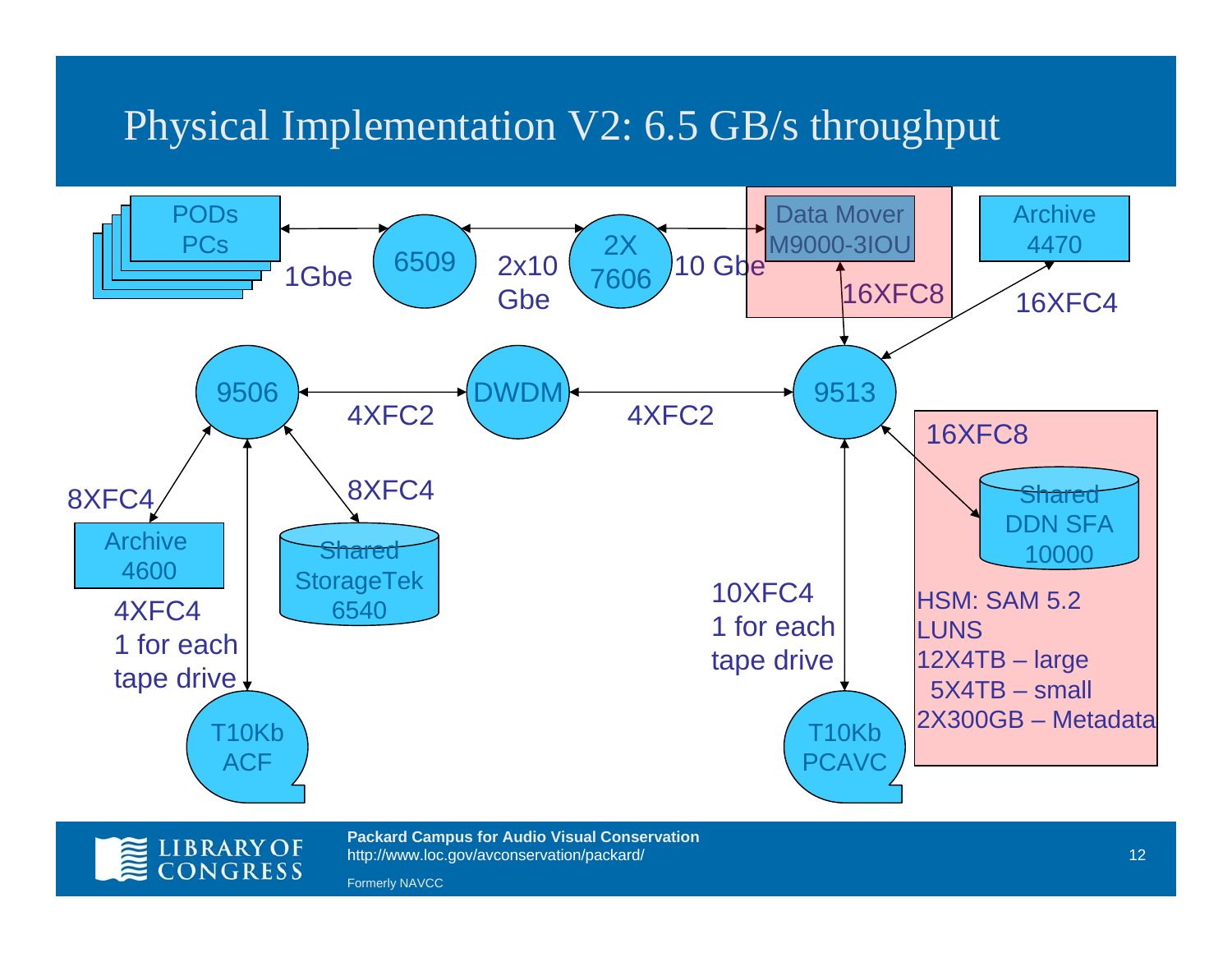# Physical Implementation V2: 6.5 GB/s throughput

PODs PCs

1Gbe

6509

2x10 Gbe

2X 7606

10 Gbe

Data Mover M9000-3IOU

16XFC8

Archive 4470

16XFC4

9506

4XFC2

DWDM

4XFC2

9513

16XFC8

Shared DDN SFA 10000

HSM: SAM 5.2
LUNS
12X4TB – large
5X4TB – small
2X300GB – Metadata

8XFC4

Archive 4600

8XFC4

Shared StorageTek 6540

4XFC4
1 for each tape drive

T10Kb ACF

10XFC4
1 for each tape drive

T10Kb PCAVC

**Packard Campus for Audio Visual Conservation**
http://www.loc.gov/avconservation/packard/

Formerly NAVCC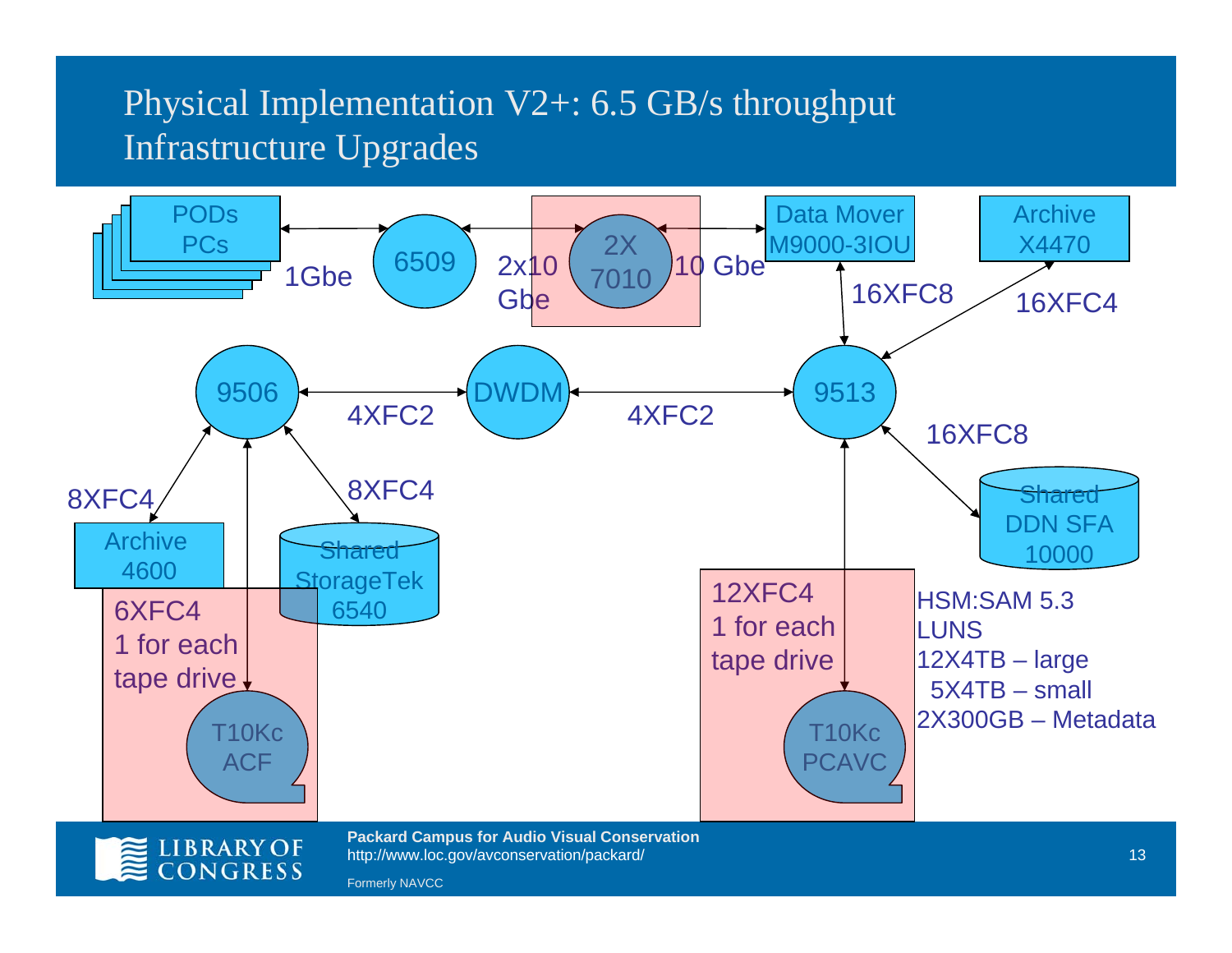# Physical Implementation V2+: 6.5 GB/s throughput
## Infrastructure Upgrades

PODs PCs — 1Gbe — 6509 — 2x10 Gbe — 2X 7010 — 10 Gbe — Data Mover M9000-3IOU

Data Mover M9000-3IOU — 16XFC8 — 9513

Archive X4470 — 16XFC4 — 9513

9506 — 4XFC2 — DWDM — 4XFC2 — 9513

9506 — 8XFC4 — Archive 4600

9506 — 8XFC4 — Shared StorageTek 6540

9506 — 6XFC4, 1 for each tape drive — T10Kc ACF

9513 — 16XFC8 — Shared DDN SFA 10000

9513 — 12XFC4, 1 for each tape drive — T10Kc PCAVC

HSM:SAM 5.3
LUNS
12X4TB – large
5X4TB – small
2X300GB – Metadata

**Packard Campus for Audio Visual Conservation**
http://www.loc.gov/avconservation/packard/

Formerly NAVCC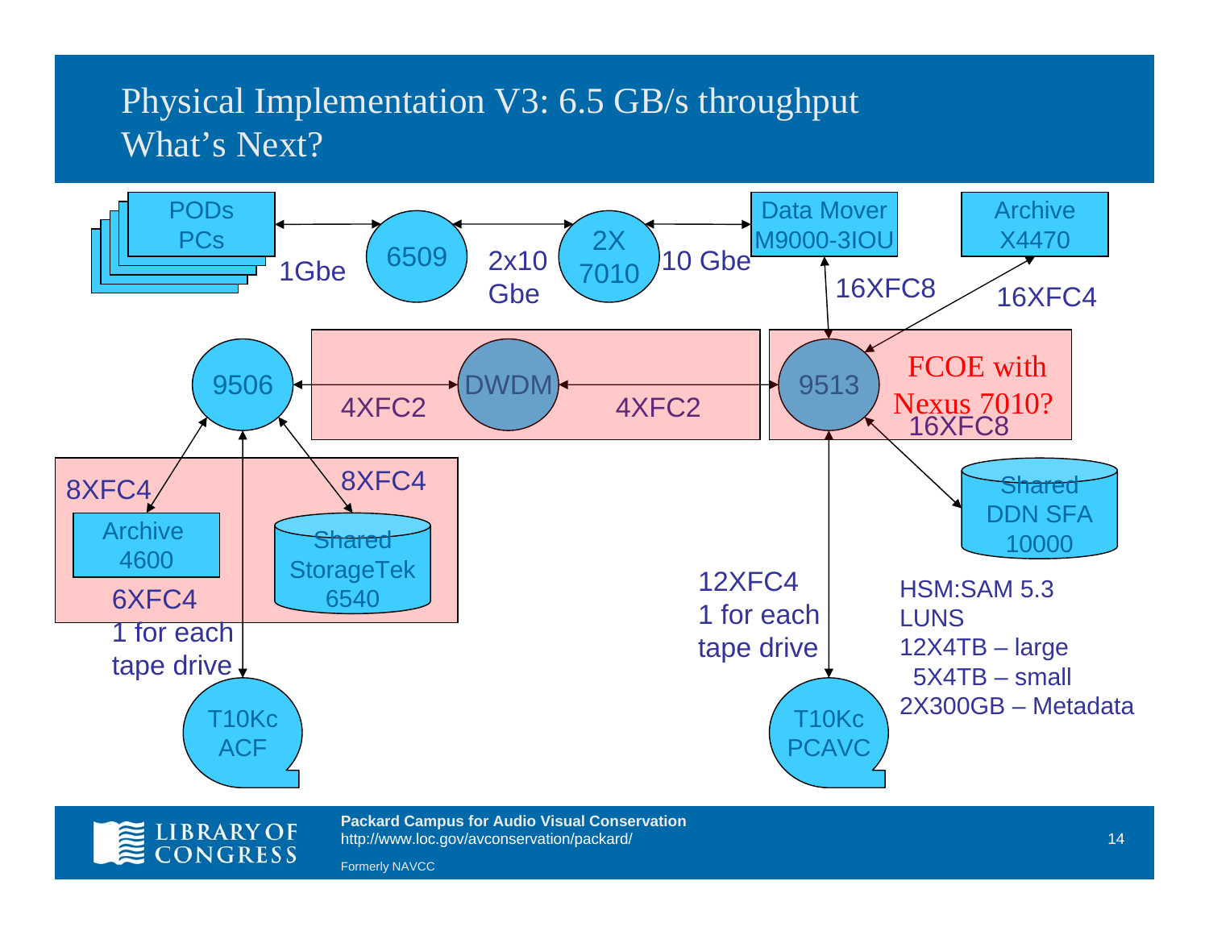# Physical Implementation V3: 6.5 GB/s throughput
# What's Next?

PODs PCs

1Gbe

6509

2x10 Gbe

2X 7010

10 Gbe

Data Mover M9000-3IOU

Archive X4470

16XFC8

16XFC4

9506

4XFC2

DWDM

4XFC2

9513

FCOE with Nexus 7010?

16XFC8

8XFC4

8XFC4

Archive 4600

Shared StorageTek 6540

6XFC4
1 for each tape drive

T10Kc ACF

12XFC4
1 for each tape drive

T10Kc PCAVC

Shared DDN SFA 10000

HSM:SAM 5.3
LUNS
12X4TB – large
5X4TB – small
2X300GB – Metadata

**Packard Campus for Audio Visual Conservation**
http://www.loc.gov/avconservation/packard/

Formerly NAVCC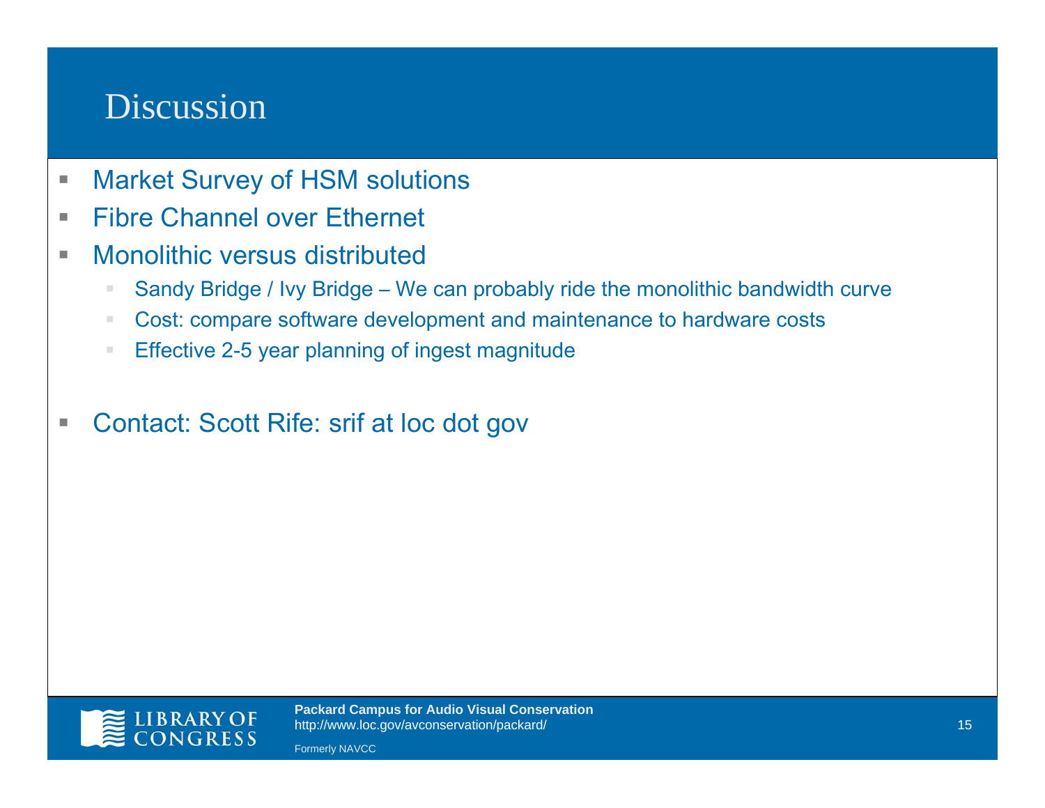# Discussion

- Market Survey of HSM solutions
- Fibre Channel over Ethernet
- Monolithic versus distributed
  - Sandy Bridge / Ivy Bridge – We can probably ride the monolithic bandwidth curve
  - Cost: compare software development and maintenance to hardware costs
  - Effective 2-5 year planning of ingest magnitude

- Contact: Scott Rife: srif at loc dot gov